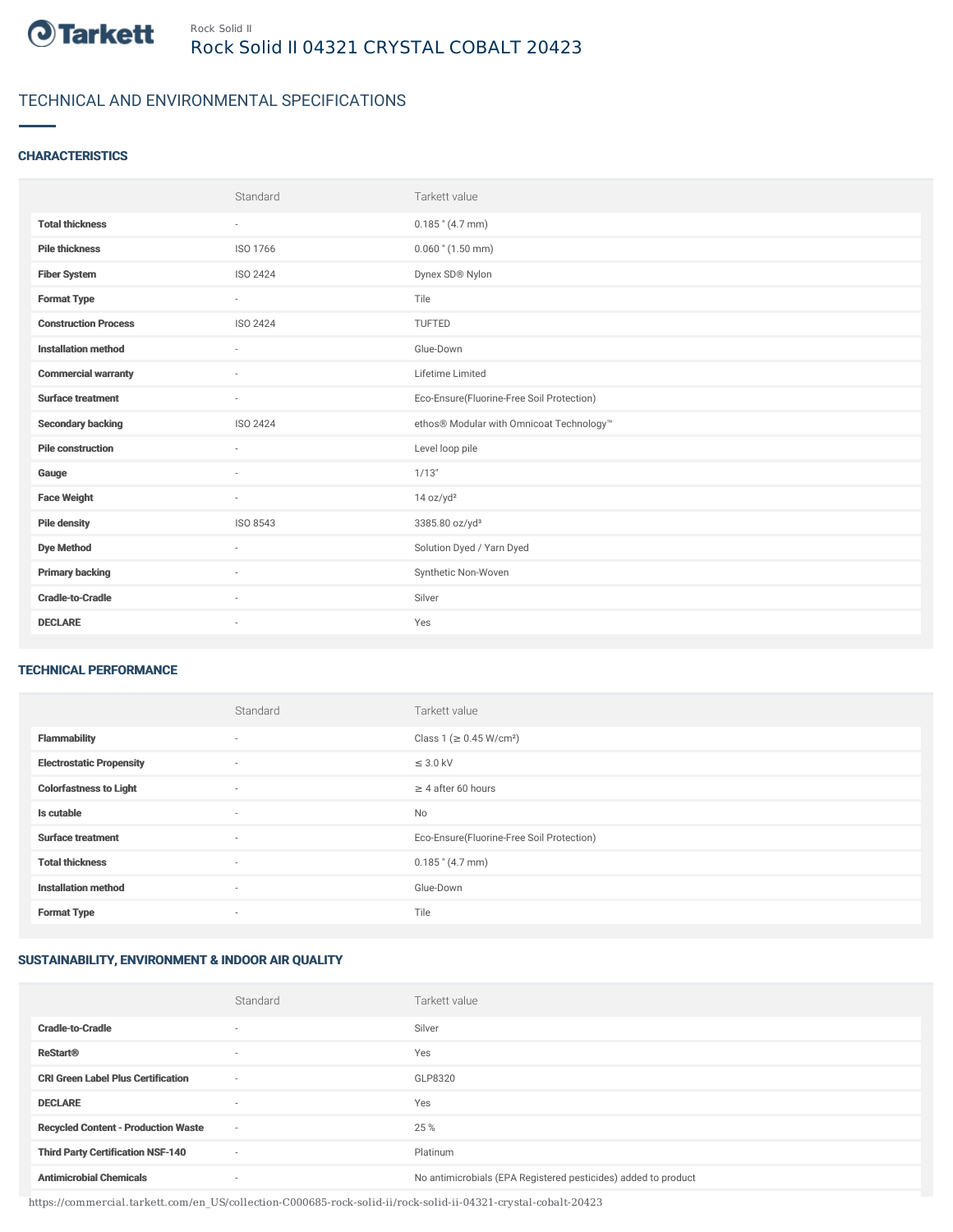Rock Solid II

# Rock Solid II 04321 CRYSTAL COBALT 20423

## TECHNICAL AND ENVIRONMENTAL SPECIFICATIONS

### CHARACTERISTICS

| | Standard | Tarkett value |
|---|---|---|
| **Total thickness** | - | 0.185 " (4.7 mm) |
| **Pile thickness** | ISO 1766 | 0.060 " (1.50 mm) |
| **Fiber System** | ISO 2424 | Dynex SD® Nylon |
| **Format Type** | - | Tile |
| **Construction Process** | ISO 2424 | TUFTED |
| **Installation method** | - | Glue-Down |
| **Commercial warranty** | - | Lifetime Limited |
| **Surface treatment** | - | Eco-Ensure(Fluorine-Free Soil Protection) |
| **Secondary backing** | ISO 2424 | ethos® Modular with Omnicoat Technology™ |
| **Pile construction** | - | Level loop pile |
| **Gauge** | - | 1/13" |
| **Face Weight** | - | 14 oz/yd² |
| **Pile density** | ISO 8543 | 3385.80 oz/yd³ |
| **Dye Method** | - | Solution Dyed / Yarn Dyed |
| **Primary backing** | - | Synthetic Non-Woven |
| **Cradle-to-Cradle** | - | Silver |
| **DECLARE** | - | Yes |

### TECHNICAL PERFORMANCE

| | Standard | Tarkett value |
|---|---|---|
| **Flammability** | - | Class 1 (≥ 0.45 W/cm²) |
| **Electrostatic Propensity** | - | ≤ 3.0 kV |
| **Colorfastness to Light** | - | ≥ 4 after 60 hours |
| **Is cutable** | - | No |
| **Surface treatment** | - | Eco-Ensure(Fluorine-Free Soil Protection) |
| **Total thickness** | - | 0.185 " (4.7 mm) |
| **Installation method** | - | Glue-Down |
| **Format Type** | - | Tile |

### SUSTAINABILITY, ENVIRONMENT & INDOOR AIR QUALITY

| | Standard | Tarkett value |
|---|---|---|
| **Cradle-to-Cradle** | - | Silver |
| **ReStart®** | - | Yes |
| **CRI Green Label Plus Certification** | - | GLP8320 |
| **DECLARE** | - | Yes |
| **Recycled Content - Production Waste** | - | 25 % |
| **Third Party Certification NSF-140** | - | Platinum |
| **Antimicrobial Chemicals** | - | No antimicrobials (EPA Registered pesticides) added to product |

https://commercial.tarkett.com/en_US/collection-C000685-rock-solid-ii/rock-solid-ii-04321-crystal-cobalt-20423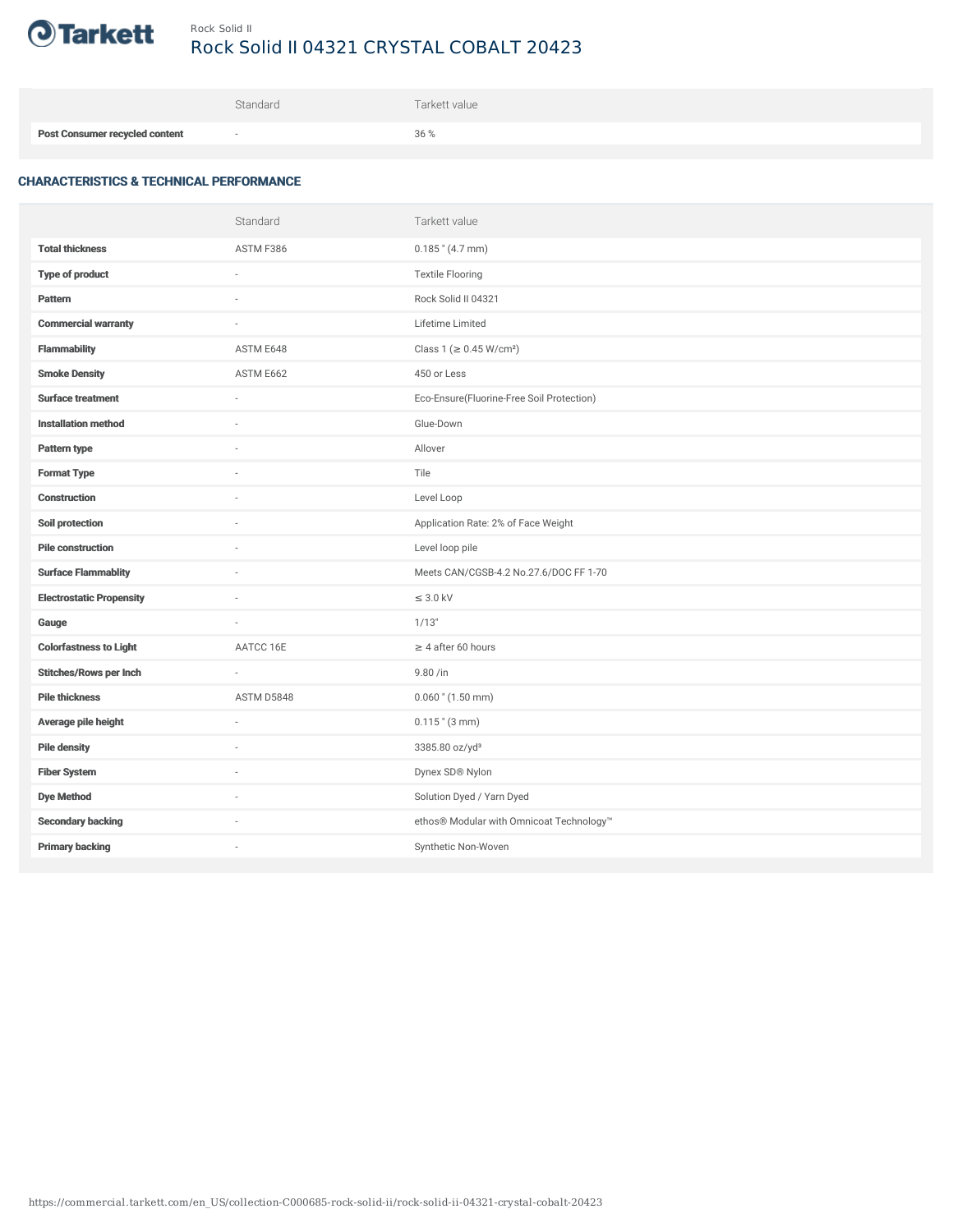Rock Solid II

# Rock Solid II 04321 CRYSTAL COBALT 20423

| | Standard | Tarkett value |
|---|---|---|
| **Post Consumer recycled content** | - | 36 % |

## CHARACTERISTICS & TECHNICAL PERFORMANCE

| | Standard | Tarkett value |
|---|---|---|
| **Total thickness** | ASTM F386 | 0.185 " (4.7 mm) |
| **Type of product** | - | Textile Flooring |
| **Pattern** | - | Rock Solid II 04321 |
| **Commercial warranty** | - | Lifetime Limited |
| **Flammability** | ASTM E648 | Class 1 (≥ 0.45 W/cm²) |
| **Smoke Density** | ASTM E662 | 450 or Less |
| **Surface treatment** | - | Eco-Ensure(Fluorine-Free Soil Protection) |
| **Installation method** | - | Glue-Down |
| **Pattern type** | - | Allover |
| **Format Type** | - | Tile |
| **Construction** | - | Level Loop |
| **Soil protection** | - | Application Rate: 2% of Face Weight |
| **Pile construction** | - | Level loop pile |
| **Surface Flammablity** | - | Meets CAN/CGSB-4.2 No.27.6/DOC FF 1-70 |
| **Electrostatic Propensity** | - | ≤ 3.0 kV |
| **Gauge** | - | 1/13" |
| **Colorfastness to Light** | AATCC 16E | ≥ 4 after 60 hours |
| **Stitches/Rows per Inch** | - | 9.80 /in |
| **Pile thickness** | ASTM D5848 | 0.060 " (1.50 mm) |
| **Average pile height** | - | 0.115 " (3 mm) |
| **Pile density** | - | 3385.80 oz/yd³ |
| **Fiber System** | - | Dynex SD® Nylon |
| **Dye Method** | - | Solution Dyed / Yarn Dyed |
| **Secondary backing** | - | ethos® Modular with Omnicoat Technology™ |
| **Primary backing** | - | Synthetic Non-Woven |